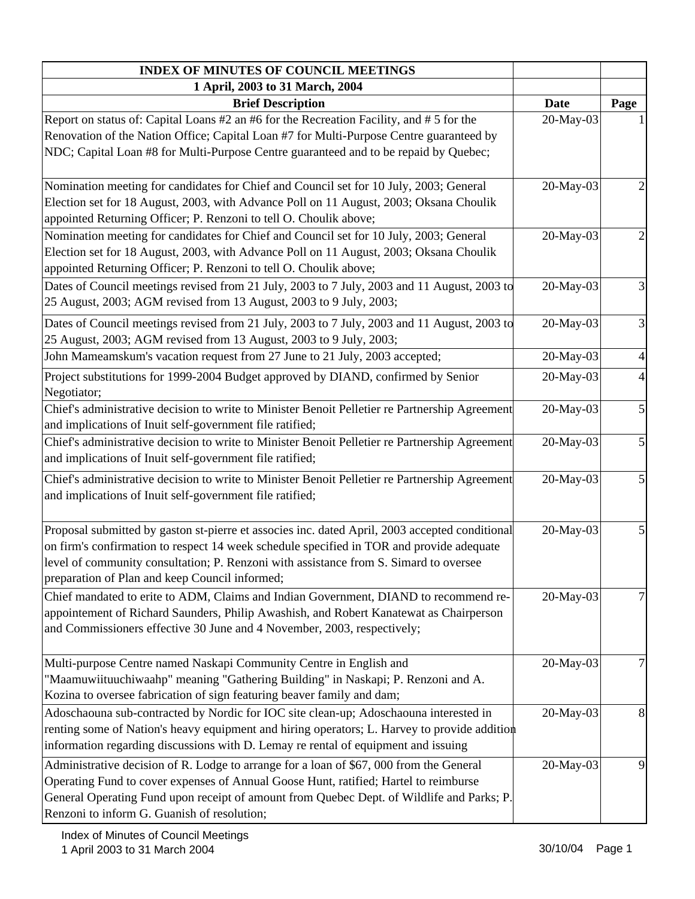| INDEX OF MINUTES OF COUNCIL MEETINGS | | |
|---|---|---|
| **1 April, 2003 to 31 March, 2004** | | |
| **Brief Description** | **Date** | **Page** |
| Report on status of: Capital Loans #2 an #6 for the Recreation Facility, and # 5 for the Renovation of the Nation Office; Capital Loan #7 for Multi-Purpose Centre guaranteed by NDC; Capital Loan #8 for Multi-Purpose Centre guaranteed and to be repaid by Quebec; | 20-May-03 | 1 |
| Nomination meeting for candidates for Chief and Council set for 10 July, 2003; General Election set for 18 August, 2003, with Advance Poll on 11 August, 2003; Oksana Choulik appointed Returning Officer; P. Renzoni to tell O. Choulik above; | 20-May-03 | 2 |
| Nomination meeting for candidates for Chief and Council set for 10 July, 2003; General Election set for 18 August, 2003, with Advance Poll on 11 August, 2003; Oksana Choulik appointed Returning Officer; P. Renzoni to tell O. Choulik above; | 20-May-03 | 2 |
| Dates of Council meetings revised from 21 July, 2003 to 7 July, 2003 and 11 August, 2003 to 25 August, 2003; AGM revised from 13 August, 2003 to 9 July, 2003; | 20-May-03 | 3 |
| Dates of Council meetings revised from 21 July, 2003 to 7 July, 2003 and 11 August, 2003 to 25 August, 2003; AGM revised from 13 August, 2003 to 9 July, 2003; | 20-May-03 | 3 |
| John Mameamskum's vacation request from 27 June to 21 July, 2003 accepted; | 20-May-03 | 4 |
| Project substitutions for 1999-2004 Budget approved by DIAND, confirmed by Senior Negotiator; | 20-May-03 | 4 |
| Chief's administrative decision to write to Minister Benoit Pelletier re Partnership Agreement and implications of Inuit self-government file ratified; | 20-May-03 | 5 |
| Chief's administrative decision to write to Minister Benoit Pelletier re Partnership Agreement and implications of Inuit self-government file ratified; | 20-May-03 | 5 |
| Chief's administrative decision to write to Minister Benoit Pelletier re Partnership Agreement and implications of Inuit self-government file ratified; | 20-May-03 | 5 |
| Proposal submitted by gaston st-pierre et associes inc. dated April, 2003 accepted conditional on firm's confirmation to respect 14 week schedule specified in TOR and provide adequate level of community consultation; P. Renzoni with assistance from S. Simard to oversee preparation of Plan and keep Council informed; | 20-May-03 | 5 |
| Chief mandated to erite to ADM, Claims and Indian Government, DIAND to recommend re-appointement of Richard Saunders, Philip Awashish, and Robert Kanatewat as Chairperson and Commissioners effective 30 June and 4 November, 2003, respectively; | 20-May-03 | 7 |
| Multi-purpose Centre named Naskapi Community Centre in English and "Maamuwiituuchiwaahp" meaning "Gathering Building" in Naskapi; P. Renzoni and A. Kozina to oversee fabrication of sign featuring beaver family and dam; | 20-May-03 | 7 |
| Adoschaouna sub-contracted by Nordic for IOC site clean-up; Adoschaouna interested in renting some of Nation's heavy equipment and hiring operators; L. Harvey to provide addition information regarding discussions with D. Lemay re rental of equipment and issuing | 20-May-03 | 8 |
| Administrative decision of R. Lodge to arrange for a loan of $67, 000 from the General Operating Fund to cover expenses of Annual Goose Hunt, ratified; Hartel to reimburse General Operating Fund upon receipt of amount from Quebec Dept. of Wildlife and Parks; P. Renzoni to inform G. Guanish of resolution; | 20-May-03 | 9 |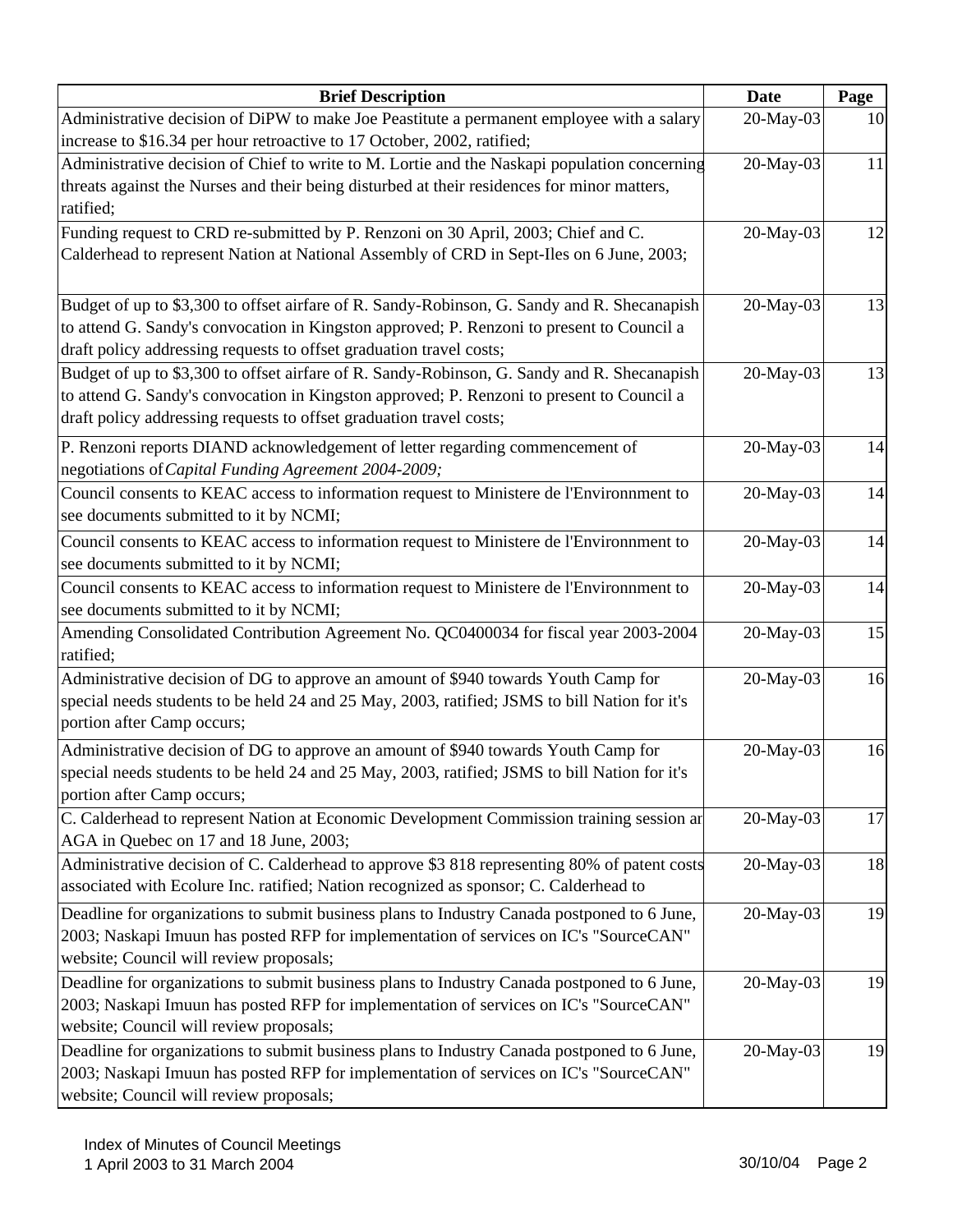| Brief Description | Date | Page |
| --- | --- | --- |
| Administrative decision of DiPW to make Joe Peastitute a permanent employee with a salary increase to $16.34 per hour retroactive to 17 October, 2002, ratified; | 20-May-03 | 10 |
| Administrative decision of Chief to write to M. Lortie and the Naskapi population concerning threats against the Nurses and their being disturbed at their residences for minor matters, ratified; | 20-May-03 | 11 |
| Funding request to CRD re-submitted by P. Renzoni on 30 April, 2003; Chief and C. Calderhead to represent Nation at National Assembly of CRD in Sept-Iles on 6 June, 2003; | 20-May-03 | 12 |
| Budget of up to $3,300 to offset airfare of R. Sandy-Robinson, G. Sandy and R. Shecanapish to attend G. Sandy's convocation in Kingston approved; P. Renzoni to present to Council a draft policy addressing requests to offset graduation travel costs; | 20-May-03 | 13 |
| Budget of up to $3,300 to offset airfare of R. Sandy-Robinson, G. Sandy and R. Shecanapish to attend G. Sandy's convocation in Kingston approved; P. Renzoni to present to Council a draft policy addressing requests to offset graduation travel costs; | 20-May-03 | 13 |
| P. Renzoni reports DIAND acknowledgement of letter regarding commencement of negotiations of *Capital Funding Agreement 2004-2009;* | 20-May-03 | 14 |
| Council consents to KEAC access to information request to Ministere de l'Environnment to see documents submitted to it by NCMI; | 20-May-03 | 14 |
| Council consents to KEAC access to information request to Ministere de l'Environnment to see documents submitted to it by NCMI; | 20-May-03 | 14 |
| Council consents to KEAC access to information request to Ministere de l'Environnment to see documents submitted to it by NCMI; | 20-May-03 | 14 |
| Amending Consolidated Contribution Agreement No. QC0400034 for fiscal year 2003-2004 ratified; | 20-May-03 | 15 |
| Administrative decision of DG to approve an amount of $940 towards Youth Camp for special needs students to be held 24 and 25 May, 2003, ratified; JSMS to bill Nation for it's portion after Camp occurs; | 20-May-03 | 16 |
| Administrative decision of DG to approve an amount of $940 towards Youth Camp for special needs students to be held 24 and 25 May, 2003, ratified; JSMS to bill Nation for it's portion after Camp occurs; | 20-May-03 | 16 |
| C. Calderhead to represent Nation at Economic Development Commission training session ar AGA in Quebec on 17 and 18 June, 2003; | 20-May-03 | 17 |
| Administrative decision of C. Calderhead to approve $3 818 representing 80% of patent costs associated with Ecolure Inc. ratified; Nation recognized as sponsor; C. Calderhead to | 20-May-03 | 18 |
| Deadline for organizations to submit business plans to Industry Canada postponed to 6 June, 2003; Naskapi Imuun has posted RFP for implementation of services on IC's "SourceCAN" website; Council will review proposals; | 20-May-03 | 19 |
| Deadline for organizations to submit business plans to Industry Canada postponed to 6 June, 2003; Naskapi Imuun has posted RFP for implementation of services on IC's "SourceCAN" website; Council will review proposals; | 20-May-03 | 19 |
| Deadline for organizations to submit business plans to Industry Canada postponed to 6 June, 2003; Naskapi Imuun has posted RFP for implementation of services on IC's "SourceCAN" website; Council will review proposals; | 20-May-03 | 19 |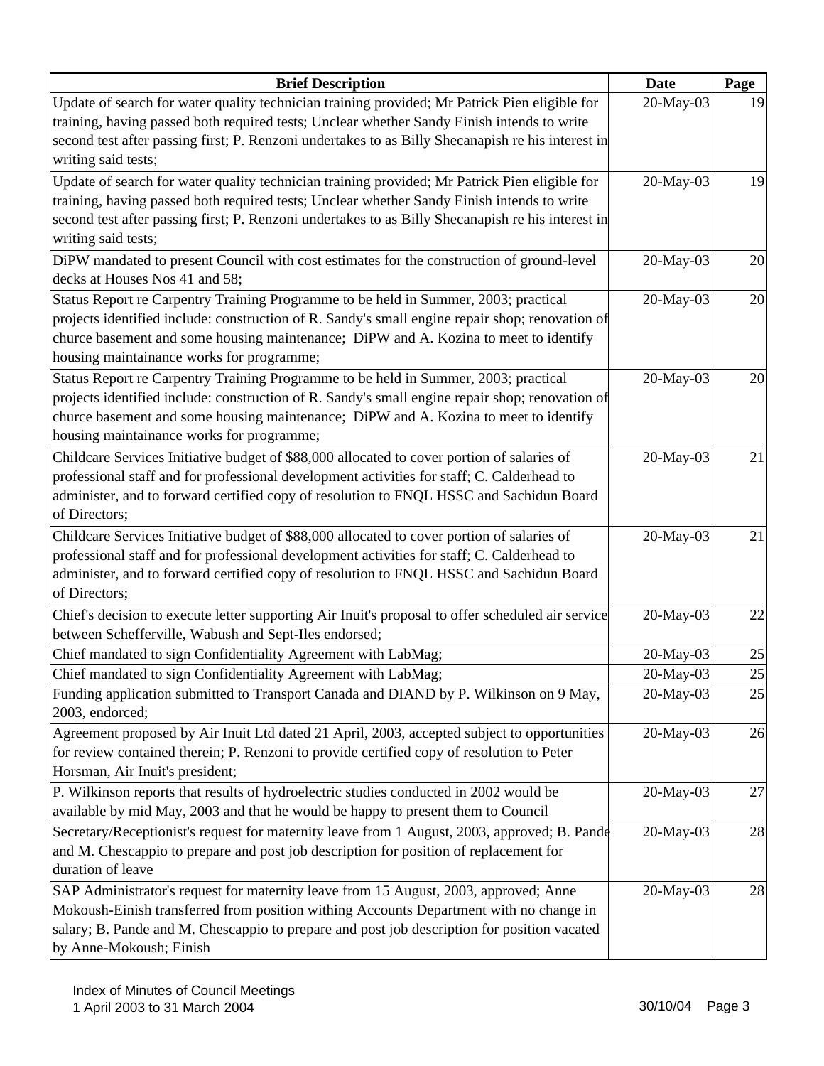| Brief Description | Date | Page |
|---|---|---|
| Update of search for water quality technician training provided; Mr Patrick Pien eligible for training, having passed both required tests; Unclear whether Sandy Einish intends to write second test after passing first; P. Renzoni undertakes to as Billy Shecanapish re his interest in writing said tests; | 20-May-03 | 19 |
| Update of search for water quality technician training provided; Mr Patrick Pien eligible for training, having passed both required tests; Unclear whether Sandy Einish intends to write second test after passing first; P. Renzoni undertakes to as Billy Shecanapish re his interest in writing said tests; | 20-May-03 | 19 |
| DiPW mandated to present Council with cost estimates for the construction of ground-level decks at Houses Nos 41 and 58; | 20-May-03 | 20 |
| Status Report re Carpentry Training Programme to be held in Summer, 2003; practical projects identified include: construction of R. Sandy's small engine repair shop; renovation of churce basement and some housing maintenance; DiPW and A. Kozina to meet to identify housing maintainance works for programme; | 20-May-03 | 20 |
| Status Report re Carpentry Training Programme to be held in Summer, 2003; practical projects identified include: construction of R. Sandy's small engine repair shop; renovation of churce basement and some housing maintenance; DiPW and A. Kozina to meet to identify housing maintainance works for programme; | 20-May-03 | 20 |
| Childcare Services Initiative budget of $88,000 allocated to cover portion of salaries of professional staff and for professional development activities for staff; C. Calderhead to administer, and to forward certified copy of resolution to FNQL HSSC and Sachidun Board of Directors; | 20-May-03 | 21 |
| Childcare Services Initiative budget of $88,000 allocated to cover portion of salaries of professional staff and for professional development activities for staff; C. Calderhead to administer, and to forward certified copy of resolution to FNQL HSSC and Sachidun Board of Directors; | 20-May-03 | 21 |
| Chief's decision to execute letter supporting Air Inuit's proposal to offer scheduled air service between Schefferville, Wabush and Sept-Iles endorsed; | 20-May-03 | 22 |
| Chief mandated to sign Confidentiality Agreement with LabMag; | 20-May-03 | 25 |
| Chief mandated to sign Confidentiality Agreement with LabMag; | 20-May-03 | 25 |
| Funding application submitted to Transport Canada and DIAND by P. Wilkinson on 9 May, 2003, endorced; | 20-May-03 | 25 |
| Agreement proposed by Air Inuit Ltd dated 21 April, 2003, accepted subject to opportunities for review contained therein; P. Renzoni to provide certified copy of resolution to Peter Horsman, Air Inuit's president; | 20-May-03 | 26 |
| P. Wilkinson reports that results of hydroelectric studies conducted in 2002 would be available by mid May, 2003 and that he would be happy to present them to Council | 20-May-03 | 27 |
| Secretary/Receptionist's request for maternity leave from 1 August, 2003, approved; B. Pande and M. Chescappio to prepare and post job description for position of replacement for duration of leave | 20-May-03 | 28 |
| SAP Administrator's request for maternity leave from 15 August, 2003, approved; Anne Mokoush-Einish transferred from position withing Accounts Department with no change in salary; B. Pande and M. Chescappio to prepare and post job description for position vacated by Anne-Mokoush; Einish | 20-May-03 | 28 |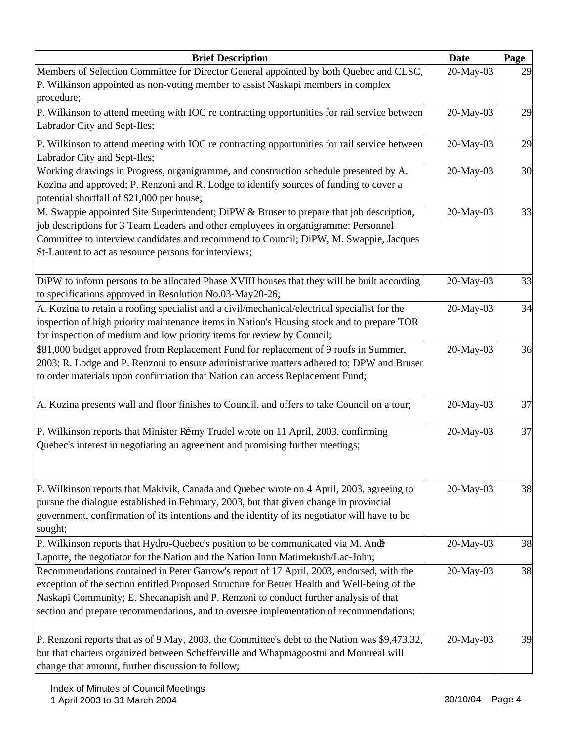| Brief Description | Date | Page |
|---|---|---|
| Members of Selection Committee for Director General appointed by both Quebec and CLSC, P. Wilkinson appointed as non-voting member to assist Naskapi members in complex procedure; | 20-May-03 | 29 |
| P. Wilkinson to attend meeting with IOC re contracting opportunities for rail service between Labrador City and Sept-Iles; | 20-May-03 | 29 |
| P. Wilkinson to attend meeting with IOC re contracting opportunities for rail service between Labrador City and Sept-Iles; | 20-May-03 | 29 |
| Working drawings in Progress, organigramme, and construction schedule presented by A. Kozina and approved; P. Renzoni and R. Lodge to identify sources of funding to cover a potential shortfall of $21,000 per house; | 20-May-03 | 30 |
| M. Swappie appointed Site Superintendent; DiPW & Bruser to prepare that job description, job descriptions for 3 Team Leaders and other employees in organigramme; Personnel Committee to interview candidates and recommend to Council; DiPW, M. Swappie, Jacques St-Laurent to act as resource persons for interviews; | 20-May-03 | 33 |
| DiPW to inform persons to be allocated Phase XVIII houses that they will be built according to specifications approved in Resolution No.03-May20-26; | 20-May-03 | 33 |
| A. Kozina to retain a roofing specialist and a civil/mechanical/electrical specialist for the inspection of high priority maintenance items in Nation's Housing stock and to prepare TOR for inspection of medium and low priority items for review by Council; | 20-May-03 | 34 |
| $81,000 budget approved from Replacement Fund for replacement of 9 roofs in Summer, 2003; R. Lodge and P. Renzoni to ensure administrative matters adhered to; DPW and Bruser to order materials upon confirmation that Nation can access Replacement Fund; | 20-May-03 | 36 |
| A. Kozina presents wall and floor finishes to Council, and offers to take Council on a tour; | 20-May-03 | 37 |
| P. Wilkinson reports that Minister Rémy Trudel wrote on 11 April, 2003, confirming Quebec's interest in negotiating an agreement and promising further meetings; | 20-May-03 | 37 |
| P. Wilkinson reports that Makivik, Canada and Quebec wrote on 4 April, 2003, agreeing to pursue the dialogue established in February, 2003, but that given change in provincial government, confirmation of its intentions and the identity of its negotiator will have to be sought; | 20-May-03 | 38 |
| P. Wilkinson reports that Hydro-Quebec's position to be communicated via M. André Laporte, the negotiator for the Nation and the Nation Innu Matimekush/Lac-John; | 20-May-03 | 38 |
| Recommendations contained in Peter Garrow's report of 17 April, 2003, endorsed, with the exception of the section entitled Proposed Structure for Better Health and Well-being of the Naskapi Community; E. Shecanapish and P. Renzoni to conduct further analysis of that section and prepare recommendations, and to oversee implementation of recommendations; | 20-May-03 | 38 |
| P. Renzoni reports that as of 9 May, 2003, the Committee's debt to the Nation was $9,473.32, but that charters organized between Schefferville and Whapmagoostui and Montreal will change that amount, further discussion to follow; | 20-May-03 | 39 |

Index of Minutes of Council Meetings
1 April 2003 to 31 March 2004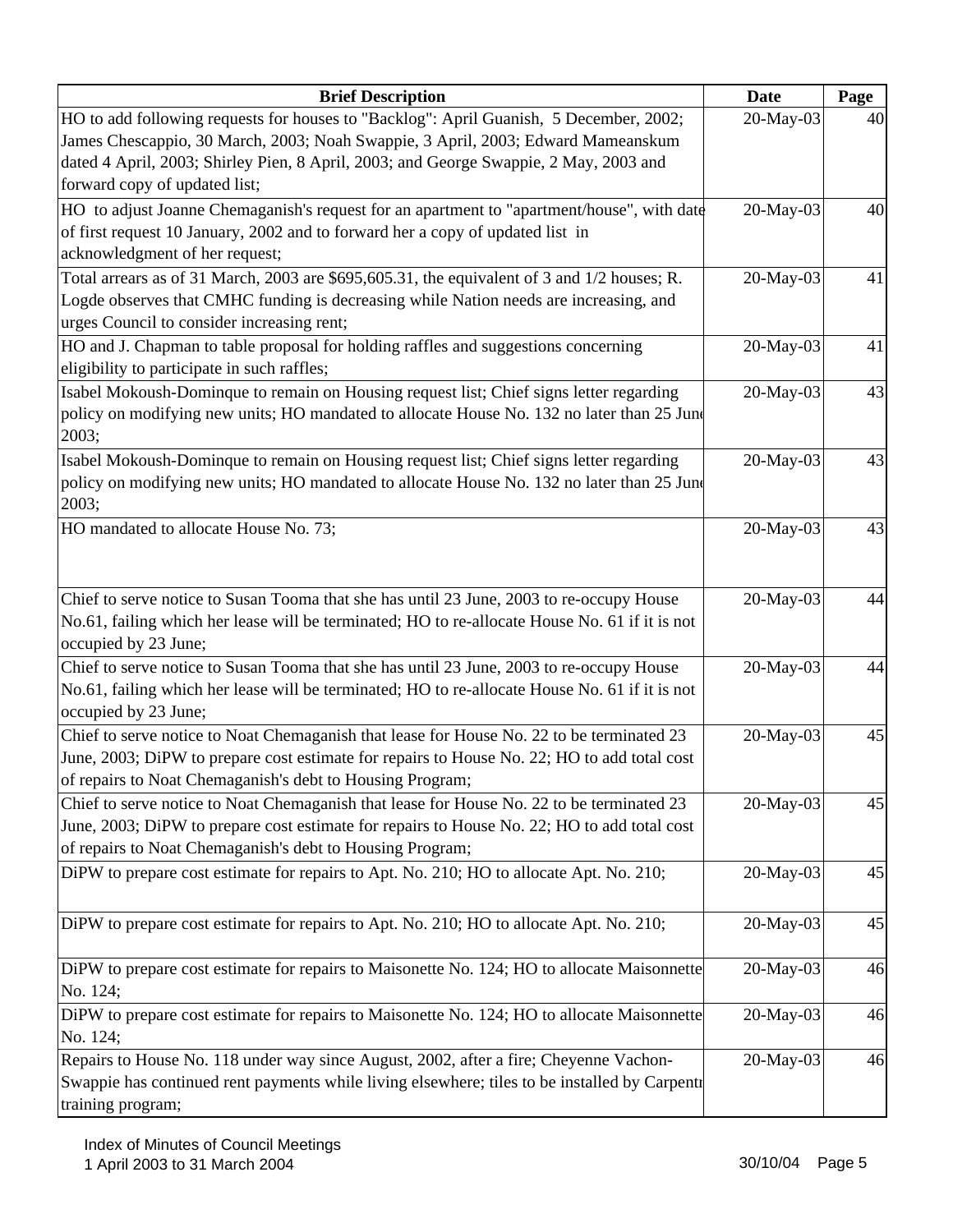| Brief Description | Date | Page |
| --- | --- | --- |
| HO to add following requests for houses to "Backlog": April Guanish, 5 December, 2002; James Chescappio, 30 March, 2003; Noah Swappie, 3 April, 2003; Edward Mameanskum dated 4 April, 2003; Shirley Pien, 8 April, 2003; and George Swappie, 2 May, 2003 and forward copy of updated list; | 20-May-03 | 40 |
| HO to adjust Joanne Chemaganish's request for an apartment to "apartment/house", with date of first request 10 January, 2002 and to forward her a copy of updated list in acknowledgment of her request; | 20-May-03 | 40 |
| Total arrears as of 31 March, 2003 are $695,605.31, the equivalent of 3 and 1/2 houses; R. Logde observes that CMHC funding is decreasing while Nation needs are increasing, and urges Council to consider increasing rent; | 20-May-03 | 41 |
| HO and J. Chapman to table proposal for holding raffles and suggestions concerning eligibility to participate in such raffles; | 20-May-03 | 41 |
| Isabel Mokoush-Dominque to remain on Housing request list; Chief signs letter regarding policy on modifying new units; HO mandated to allocate House No. 132 no later than 25 June 2003; | 20-May-03 | 43 |
| Isabel Mokoush-Dominque to remain on Housing request list; Chief signs letter regarding policy on modifying new units; HO mandated to allocate House No. 132 no later than 25 June 2003; | 20-May-03 | 43 |
| HO mandated to allocate House No. 73; | 20-May-03 | 43 |
| Chief to serve notice to Susan Tooma that she has until 23 June, 2003 to re-occupy House No.61, failing which her lease will be terminated; HO to re-allocate House No. 61 if it is not occupied by 23 June; | 20-May-03 | 44 |
| Chief to serve notice to Susan Tooma that she has until 23 June, 2003 to re-occupy House No.61, failing which her lease will be terminated; HO to re-allocate House No. 61 if it is not occupied by 23 June; | 20-May-03 | 44 |
| Chief to serve notice to Noat Chemaganish that lease for House No. 22 to be terminated 23 June, 2003; DiPW to prepare cost estimate for repairs to House No. 22; HO to add total cost of repairs to Noat Chemaganish's debt to Housing Program; | 20-May-03 | 45 |
| Chief to serve notice to Noat Chemaganish that lease for House No. 22 to be terminated 23 June, 2003; DiPW to prepare cost estimate for repairs to House No. 22; HO to add total cost of repairs to Noat Chemaganish's debt to Housing Program; | 20-May-03 | 45 |
| DiPW to prepare cost estimate for repairs to Apt. No. 210; HO to allocate Apt. No. 210; | 20-May-03 | 45 |
| DiPW to prepare cost estimate for repairs to Apt. No. 210; HO to allocate Apt. No. 210; | 20-May-03 | 45 |
| DiPW to prepare cost estimate for repairs to Maisonette No. 124; HO to allocate Maisonnette No. 124; | 20-May-03 | 46 |
| DiPW to prepare cost estimate for repairs to Maisonette No. 124; HO to allocate Maisonnette No. 124; | 20-May-03 | 46 |
| Repairs to House No. 118 under way since August, 2002, after a fire; Cheyenne Vachon-Swappie has continued rent payments while living elsewhere; tiles to be installed by Carpentr training program; | 20-May-03 | 46 |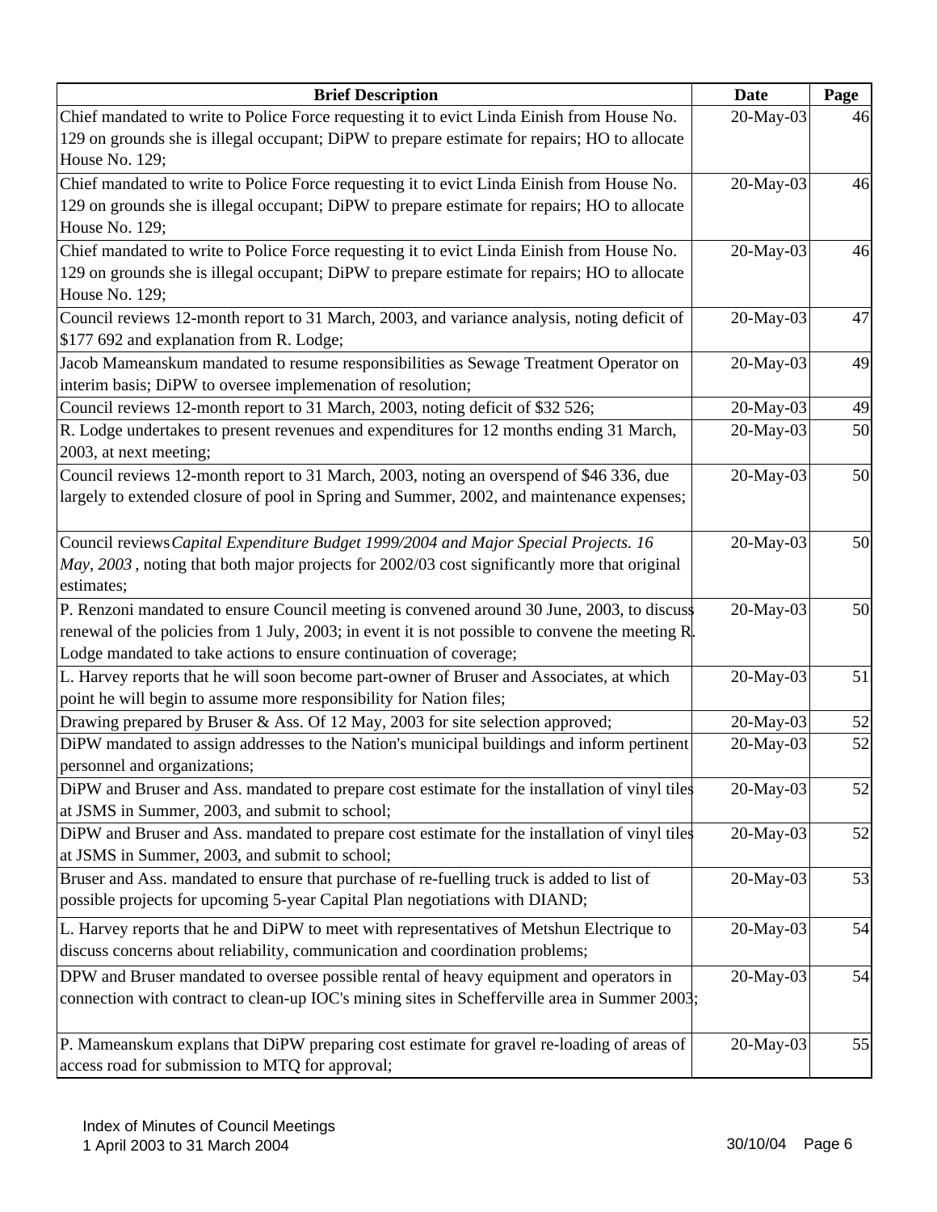| Brief Description | Date | Page |
|---|---|---|
| Chief mandated to write to Police Force requesting it to evict Linda Einish from House No. 129 on grounds she is illegal occupant; DiPW to prepare estimate for repairs; HO to allocate House No. 129; | 20-May-03 | 46 |
| Chief mandated to write to Police Force requesting it to evict Linda Einish from House No. 129 on grounds she is illegal occupant; DiPW to prepare estimate for repairs; HO to allocate House No. 129; | 20-May-03 | 46 |
| Chief mandated to write to Police Force requesting it to evict Linda Einish from House No. 129 on grounds she is illegal occupant; DiPW to prepare estimate for repairs; HO to allocate House No. 129; | 20-May-03 | 46 |
| Council reviews 12-month report to 31 March, 2003, and variance analysis, noting deficit of $177 692 and explanation from R. Lodge; | 20-May-03 | 47 |
| Jacob Mameanskum mandated to resume responsibilities as Sewage Treatment Operator on interim basis; DiPW to oversee implemenation of resolution; | 20-May-03 | 49 |
| Council reviews 12-month report to 31 March, 2003, noting deficit of $32 526; | 20-May-03 | 49 |
| R. Lodge undertakes to present revenues and expenditures for 12 months ending 31 March, 2003, at next meeting; | 20-May-03 | 50 |
| Council reviews 12-month report to 31 March, 2003, noting an overspend of $46 336, due largely to extended closure of pool in Spring and Summer, 2002, and maintenance expenses; | 20-May-03 | 50 |
| Council reviews *Capital Expenditure Budget 1999/2004 and Major Special Projects. 16 May, 2003*, noting that both major projects for 2002/03 cost significantly more that original estimates; | 20-May-03 | 50 |
| P. Renzoni mandated to ensure Council meeting is convened around 30 June, 2003, to discuss renewal of the policies from 1 July, 2003; in event it is not possible to convene the meeting R. Lodge mandated to take actions to ensure continuation of coverage; | 20-May-03 | 50 |
| L. Harvey reports that he will soon become part-owner of Bruser and Associates, at which point he will begin to assume more responsibility for Nation files; | 20-May-03 | 51 |
| Drawing prepared by Bruser & Ass. Of 12 May, 2003 for site selection approved; | 20-May-03 | 52 |
| DiPW mandated to assign addresses to the Nation's municipal buildings and inform pertinent personnel and organizations; | 20-May-03 | 52 |
| DiPW and Bruser and Ass. mandated to prepare cost estimate for the installation of vinyl tiles at JSMS in Summer, 2003, and submit to school; | 20-May-03 | 52 |
| DiPW and Bruser and Ass. mandated to prepare cost estimate for the installation of vinyl tiles at JSMS in Summer, 2003, and submit to school; | 20-May-03 | 52 |
| Bruser and Ass. mandated to ensure that purchase of re-fuelling truck is added to list of possible projects for upcoming 5-year Capital Plan negotiations with DIAND; | 20-May-03 | 53 |
| L. Harvey reports that he and DiPW to meet with representatives of Metshun Electrique to discuss concerns about reliability, communication and coordination problems; | 20-May-03 | 54 |
| DPW and Bruser mandated to oversee possible rental of heavy equipment and operators in connection with contract to clean-up IOC's mining sites in Schefferville area in Summer 2003; | 20-May-03 | 54 |
| P. Mameanskum explans that DiPW preparing cost estimate for gravel re-loading of areas of access road for submission to MTQ for approval; | 20-May-03 | 55 |

Index of Minutes of Council Meetings
1 April 2003 to 31 March 2004 30/10/04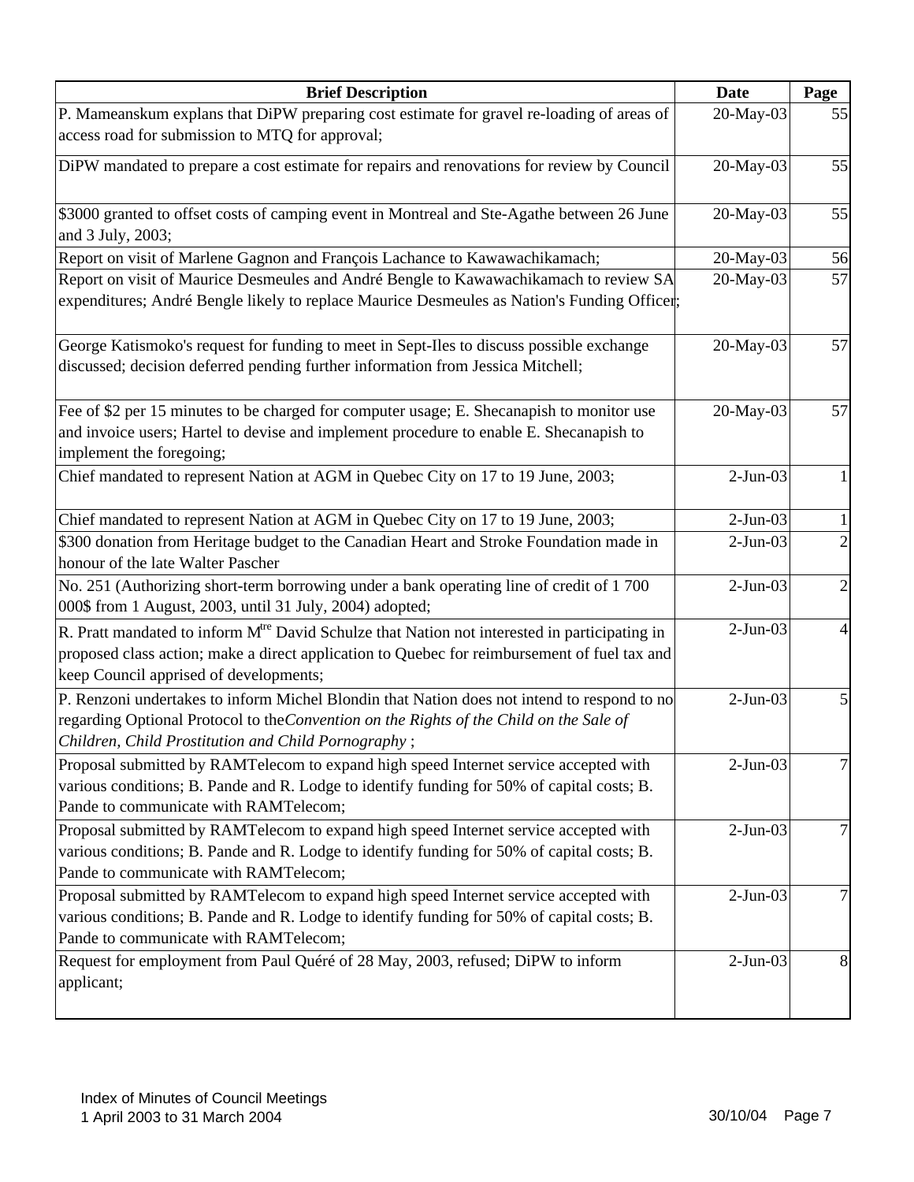| Brief Description | Date | Page |
|---|---|---|
| P. Mameanskum explans that DiPW preparing cost estimate for gravel re-loading of areas of access road for submission to MTQ for approval; | 20-May-03 | 55 |
| DiPW mandated to prepare a cost estimate for repairs and renovations for review by Council | 20-May-03 | 55 |
| $3000 granted to offset costs of camping event in Montreal and Ste-Agathe between 26 June and 3 July, 2003; | 20-May-03 | 55 |
| Report on visit of Marlene Gagnon and François Lachance to Kawawachikamach; | 20-May-03 | 56 |
| Report on visit of Maurice Desmeules and André Bengle to Kawawachikamach to review SA expenditures; André Bengle likely to replace Maurice Desmeules as Nation's Funding Officer; | 20-May-03 | 57 |
| George Katismoko's request for funding to meet in Sept-Iles to discuss possible exchange discussed; decision deferred pending further information from Jessica Mitchell; | 20-May-03 | 57 |
| Fee of $2 per 15 minutes to be charged for computer usage; E. Shecanapish to monitor use and invoice users; Hartel to devise and implement procedure to enable E. Shecanapish to implement the foregoing; | 20-May-03 | 57 |
| Chief mandated to represent Nation at AGM in Quebec City on 17 to 19 June, 2003; | 2-Jun-03 | 1 |
| Chief mandated to represent Nation at AGM in Quebec City on 17 to 19 June, 2003; | 2-Jun-03 | 1 |
| $300 donation from Heritage budget to the Canadian Heart and Stroke Foundation made in honour of the late Walter Pascher | 2-Jun-03 | 2 |
| No. 251 (Authorizing short-term borrowing under a bank operating line of credit of 1 700 000$ from 1 August, 2003, until 31 July, 2004) adopted; | 2-Jun-03 | 2 |
| R. Pratt mandated to inform M$^{tre}$ David Schulze that Nation not interested in participating in proposed class action; make a direct application to Quebec for reimbursement of fuel tax and keep Council apprised of developments; | 2-Jun-03 | 4 |
| P. Renzoni undertakes to inform Michel Blondin that Nation does not intend to respond to no regarding Optional Protocol to the *Convention on the Rights of the Child on the Sale of Children, Child Prostitution and Child Pornography* ; | 2-Jun-03 | 5 |
| Proposal submitted by RAMTelecom to expand high speed Internet service accepted with various conditions; B. Pande and R. Lodge to identify funding for 50% of capital costs; B. Pande to communicate with RAMTelecom; | 2-Jun-03 | 7 |
| Proposal submitted by RAMTelecom to expand high speed Internet service accepted with various conditions; B. Pande and R. Lodge to identify funding for 50% of capital costs; B. Pande to communicate with RAMTelecom; | 2-Jun-03 | 7 |
| Proposal submitted by RAMTelecom to expand high speed Internet service accepted with various conditions; B. Pande and R. Lodge to identify funding for 50% of capital costs; B. Pande to communicate with RAMTelecom; | 2-Jun-03 | 7 |
| Request for employment from Paul Quéré of 28 May, 2003, refused; DiPW to inform applicant; | 2-Jun-03 | 8 |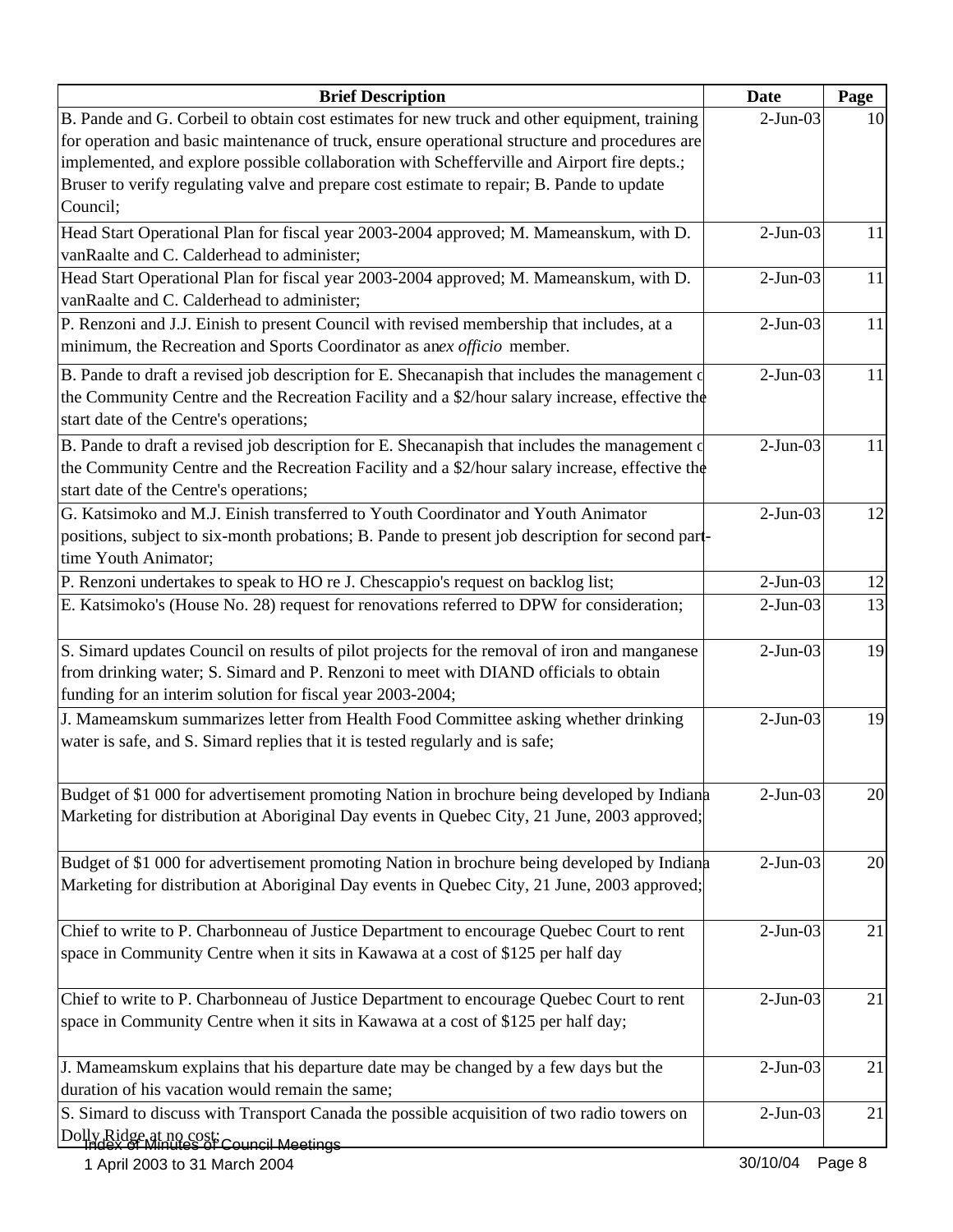| Brief Description | Date | Page |
|---|---|---|
| B. Pande and G. Corbeil to obtain cost estimates for new truck and other equipment, training for operation and basic maintenance of truck, ensure operational structure and procedures are implemented, and explore possible collaboration with Schefferville and Airport fire depts.; Bruser to verify regulating valve and prepare cost estimate to repair; B. Pande to update Council; | 2-Jun-03 | 10 |
| Head Start Operational Plan for fiscal year 2003-2004 approved; M. Mameanskum, with D. vanRaalte and C. Calderhead to administer; | 2-Jun-03 | 11 |
| Head Start Operational Plan for fiscal year 2003-2004 approved; M. Mameanskum, with D. vanRaalte and C. Calderhead to administer; | 2-Jun-03 | 11 |
| P. Renzoni and J.J. Einish to present Council with revised membership that includes, at a minimum, the Recreation and Sports Coordinator as an *ex officio* member. | 2-Jun-03 | 11 |
| B. Pande to draft a revised job description for E. Shecanapish that includes the management of the Community Centre and the Recreation Facility and a $2/hour salary increase, effective the start date of the Centre's operations; | 2-Jun-03 | 11 |
| B. Pande to draft a revised job description for E. Shecanapish that includes the management of the Community Centre and the Recreation Facility and a $2/hour salary increase, effective the start date of the Centre's operations; | 2-Jun-03 | 11 |
| G. Katsimoko and M.J. Einish transferred to Youth Coordinator and Youth Animator positions, subject to six-month probations; B. Pande to present job description for second part-time Youth Animator; | 2-Jun-03 | 12 |
| P. Renzoni undertakes to speak to HO re J. Chescappio's request on backlog list; | 2-Jun-03 | 12 |
| E. Katsimoko's (House No. 28) request for renovations referred to DPW for consideration; | 2-Jun-03 | 13 |
| S. Simard updates Council on results of pilot projects for the removal of iron and manganese from drinking water; S. Simard and P. Renzoni to meet with DIAND officials to obtain funding for an interim solution for fiscal year 2003-2004; | 2-Jun-03 | 19 |
| J. Mameamskum summarizes letter from Health Food Committee asking whether drinking water is safe, and S. Simard replies that it is tested regularly and is safe; | 2-Jun-03 | 19 |
| Budget of $1 000 for advertisement promoting Nation in brochure being developed by Indiana Marketing for distribution at Aboriginal Day events in Quebec City, 21 June, 2003 approved; | 2-Jun-03 | 20 |
| Budget of $1 000 for advertisement promoting Nation in brochure being developed by Indiana Marketing for distribution at Aboriginal Day events in Quebec City, 21 June, 2003 approved; | 2-Jun-03 | 20 |
| Chief to write to P. Charbonneau of Justice Department to encourage Quebec Court to rent space in Community Centre when it sits in Kawawa at a cost of $125 per half day | 2-Jun-03 | 21 |
| Chief to write to P. Charbonneau of Justice Department to encourage Quebec Court to rent space in Community Centre when it sits in Kawawa at a cost of $125 per half day; | 2-Jun-03 | 21 |
| J. Mameamskum explains that his departure date may be changed by a few days but the duration of his vacation would remain the same; | 2-Jun-03 | 21 |
| S. Simard to discuss with Transport Canada the possible acquisition of two radio towers on Dolly Ridge at no cost; | 2-Jun-03 | 21 |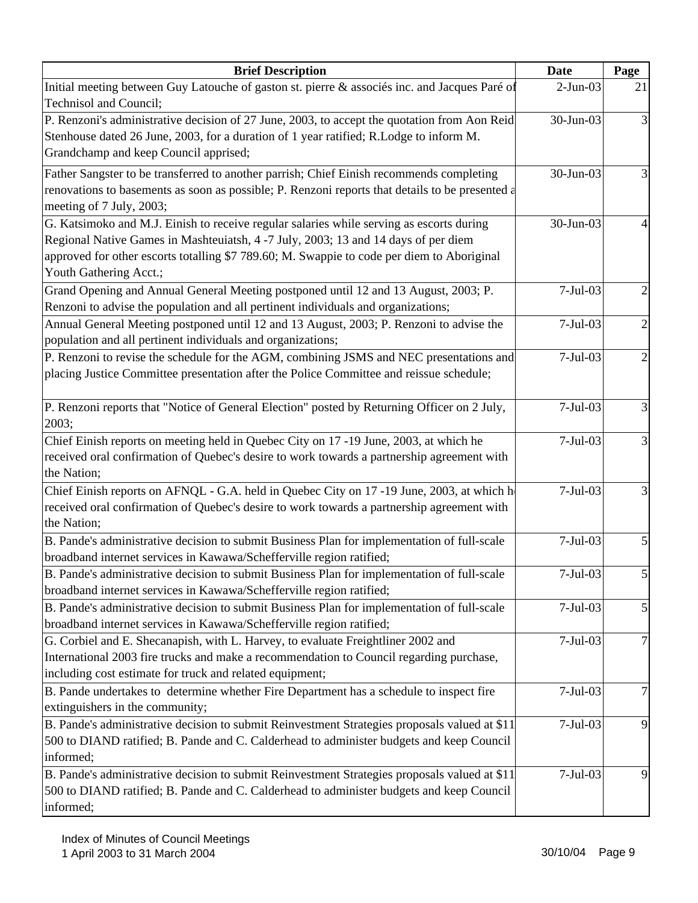| Brief Description | Date | Page |
|---|---|---|
| Initial meeting between Guy Latouche of gaston st. pierre & associés inc. and Jacques Paré of Technisol and Council; | 2-Jun-03 | 21 |
| P. Renzoni's administrative decision of 27 June, 2003, to accept the quotation from Aon Reid Stenhouse dated 26 June, 2003, for a duration of 1 year ratified; R.Lodge to inform M. Grandchamp and keep Council apprised; | 30-Jun-03 | 3 |
| Father Sangster to be transferred to another parrish; Chief Einish recommends completing renovations to basements as soon as possible; P. Renzoni reports that details to be presented a meeting of 7 July, 2003; | 30-Jun-03 | 3 |
| G. Katsimoko and M.J. Einish to receive regular salaries while serving as escorts during Regional Native Games in Mashteuiatsh, 4 -7 July, 2003; 13 and 14 days of per diem approved for other escorts totalling $7 789.60; M. Swappie to code per diem to Aboriginal Youth Gathering Acct.; | 30-Jun-03 | 4 |
| Grand Opening and Annual General Meeting postponed until 12 and 13 August, 2003; P. Renzoni to advise the population and all pertinent individuals and organizations; | 7-Jul-03 | 2 |
| Annual General Meeting postponed until 12 and 13 August, 2003; P. Renzoni to advise the population and all pertinent individuals and organizations; | 7-Jul-03 | 2 |
| P. Renzoni to revise the schedule for the AGM, combining JSMS and NEC presentations and placing Justice Committee presentation after the Police Committee and reissue schedule; | 7-Jul-03 | 2 |
| P. Renzoni reports that "Notice of General Election" posted by Returning Officer on 2 July, 2003; | 7-Jul-03 | 3 |
| Chief Einish reports on meeting held in Quebec City on 17 -19 June, 2003, at which he received oral confirmation of Quebec's desire to work towards a partnership agreement with the Nation; | 7-Jul-03 | 3 |
| Chief Einish reports on AFNQL - G.A. held in Quebec City on 17 -19 June, 2003, at which he received oral confirmation of Quebec's desire to work towards a partnership agreement with the Nation; | 7-Jul-03 | 3 |
| B. Pande's administrative decision to submit Business Plan for implementation of full-scale broadband internet services in Kawawa/Schefferville region ratified; | 7-Jul-03 | 5 |
| B. Pande's administrative decision to submit Business Plan for implementation of full-scale broadband internet services in Kawawa/Schefferville region ratified; | 7-Jul-03 | 5 |
| B. Pande's administrative decision to submit Business Plan for implementation of full-scale broadband internet services in Kawawa/Schefferville region ratified; | 7-Jul-03 | 5 |
| G. Corbiel and E. Shecanapish, with L. Harvey, to evaluate Freightliner 2002 and International 2003 fire trucks and make a recommendation to Council regarding purchase, including cost estimate for truck and related equipment; | 7-Jul-03 | 7 |
| B. Pande undertakes to determine whether Fire Department has a schedule to inspect fire extinguishers in the community; | 7-Jul-03 | 7 |
| B. Pande's administrative decision to submit Reinvestment Strategies proposals valued at $11 500 to DIAND ratified; B. Pande and C. Calderhead to administer budgets and keep Council informed; | 7-Jul-03 | 9 |
| B. Pande's administrative decision to submit Reinvestment Strategies proposals valued at $11 500 to DIAND ratified; B. Pande and C. Calderhead to administer budgets and keep Council informed; | 7-Jul-03 | 9 |

Index of Minutes of Council Meetings
1 April 2003 to 31 March 2004

30/10/04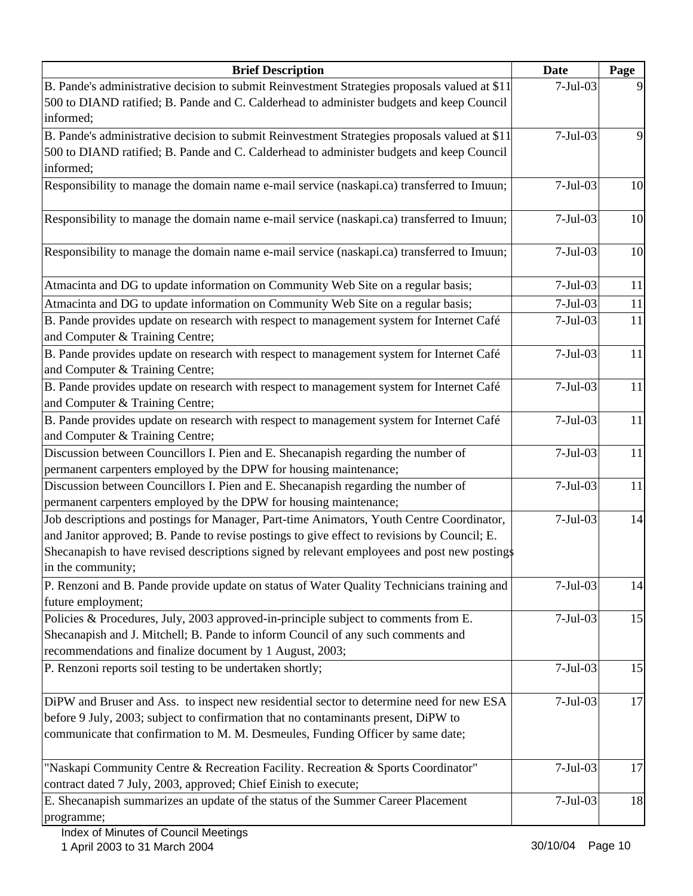| Brief Description | Date | Page |
|---|---|---|
| B. Pande's administrative decision to submit Reinvestment Strategies proposals valued at $11 500 to DIAND ratified; B. Pande and C. Calderhead to administer budgets and keep Council informed; | 7-Jul-03 | 9 |
| B. Pande's administrative decision to submit Reinvestment Strategies proposals valued at $11 500 to DIAND ratified; B. Pande and C. Calderhead to administer budgets and keep Council informed; | 7-Jul-03 | 9 |
| Responsibility to manage the domain name e-mail service (naskapi.ca) transferred to Imuun; | 7-Jul-03 | 10 |
| Responsibility to manage the domain name e-mail service (naskapi.ca) transferred to Imuun; | 7-Jul-03 | 10 |
| Responsibility to manage the domain name e-mail service (naskapi.ca) transferred to Imuun; | 7-Jul-03 | 10 |
| Atmacinta and DG to update information on Community Web Site on a regular basis; | 7-Jul-03 | 11 |
| Atmacinta and DG to update information on Community Web Site on a regular basis; | 7-Jul-03 | 11 |
| B. Pande provides update on research with respect to management system for Internet Café and Computer & Training Centre; | 7-Jul-03 | 11 |
| B. Pande provides update on research with respect to management system for Internet Café and Computer & Training Centre; | 7-Jul-03 | 11 |
| B. Pande provides update on research with respect to management system for Internet Café and Computer & Training Centre; | 7-Jul-03 | 11 |
| B. Pande provides update on research with respect to management system for Internet Café and Computer & Training Centre; | 7-Jul-03 | 11 |
| Discussion between Councillors I. Pien and E. Shecanapish regarding the number of permanent carpenters employed by the DPW for housing maintenance; | 7-Jul-03 | 11 |
| Discussion between Councillors I. Pien and E. Shecanapish regarding the number of permanent carpenters employed by the DPW for housing maintenance; | 7-Jul-03 | 11 |
| Job descriptions and postings for Manager, Part-time Animators, Youth Centre Coordinator, and Janitor approved; B. Pande to revise postings to give effect to revisions by Council; E. Shecanapish to have revised descriptions signed by relevant employees and post new postings in the community; | 7-Jul-03 | 14 |
| P. Renzoni and B. Pande provide update on status of Water Quality Technicians training and future employment; | 7-Jul-03 | 14 |
| Policies & Procedures, July, 2003 approved-in-principle subject to comments from E. Shecanapish and J. Mitchell; B. Pande to inform Council of any such comments and recommendations and finalize document by 1 August, 2003; | 7-Jul-03 | 15 |
| P. Renzoni reports soil testing to be undertaken shortly; | 7-Jul-03 | 15 |
| DiPW and Bruser and Ass. to inspect new residential sector to determine need for new ESA before 9 July, 2003; subject to confirmation that no contaminants present, DiPW to communicate that confirmation to M. M. Desmeules, Funding Officer by same date; | 7-Jul-03 | 17 |
| "Naskapi Community Centre & Recreation Facility. Recreation & Sports Coordinator" contract dated 7 July, 2003, approved; Chief Einish to execute; | 7-Jul-03 | 17 |
| E. Shecanapish summarizes an update of the status of the Summer Career Placement programme; | 7-Jul-03 | 18 |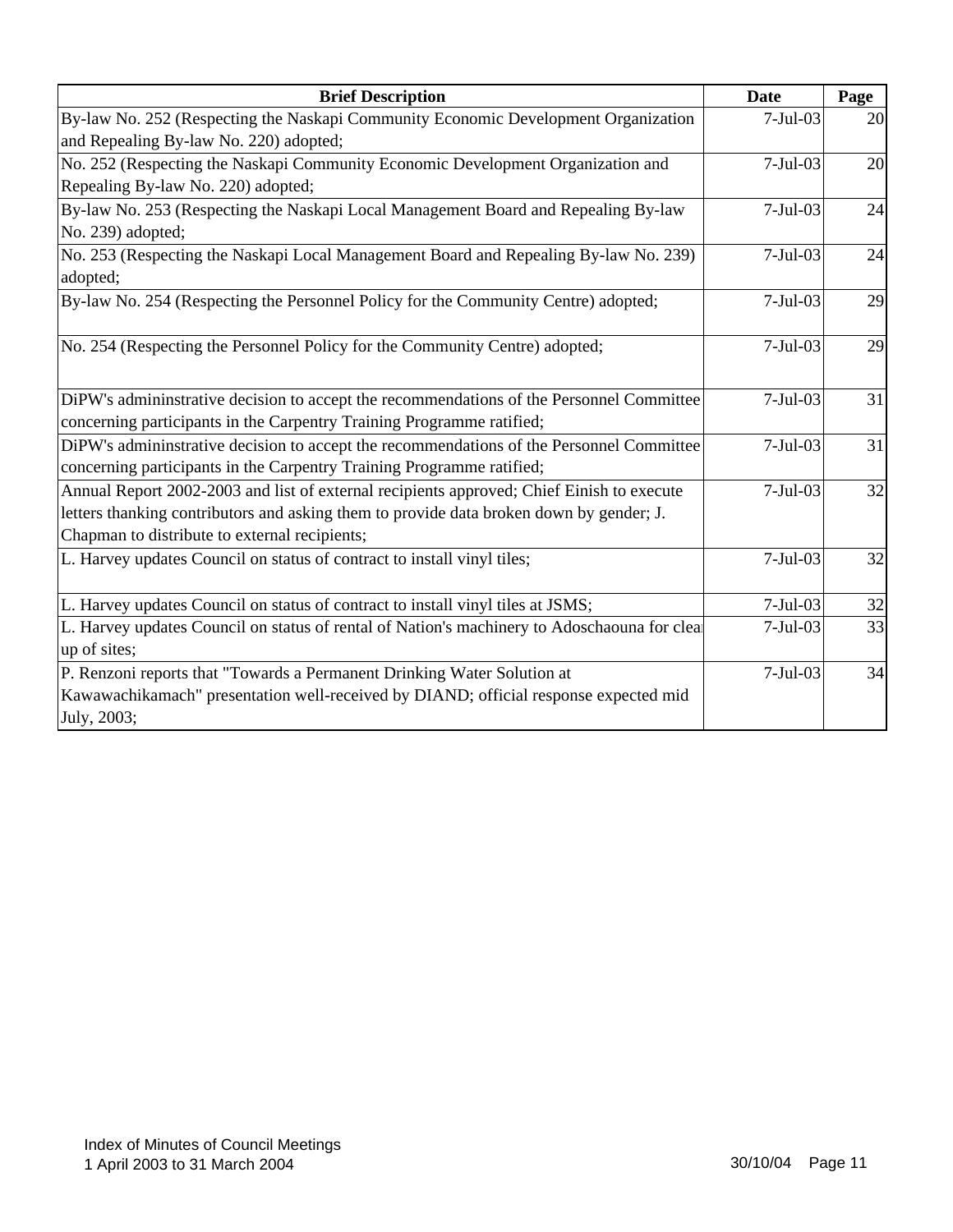| Brief Description | Date | Page |
|---|---|---|
| By-law No. 252 (Respecting the Naskapi Community Economic Development Organization and Repealing By-law No. 220) adopted; | 7-Jul-03 | 20 |
| No. 252 (Respecting the Naskapi Community Economic Development Organization and Repealing By-law No. 220) adopted; | 7-Jul-03 | 20 |
| By-law No. 253 (Respecting the Naskapi Local Management Board and Repealing By-law No. 239) adopted; | 7-Jul-03 | 24 |
| No. 253 (Respecting the Naskapi Local Management Board and Repealing By-law No. 239) adopted; | 7-Jul-03 | 24 |
| By-law No. 254 (Respecting the Personnel Policy for the Community Centre) adopted; | 7-Jul-03 | 29 |
| No. 254 (Respecting the Personnel Policy for the Community Centre) adopted; | 7-Jul-03 | 29 |
| DiPW's admininstrative decision to accept the recommendations of the Personnel Committee concerning participants in the Carpentry Training Programme ratified; | 7-Jul-03 | 31 |
| DiPW's admininstrative decision to accept the recommendations of the Personnel Committee concerning participants in the Carpentry Training Programme ratified; | 7-Jul-03 | 31 |
| Annual Report 2002-2003 and list of external recipients approved; Chief Einish to execute letters thanking contributors and asking them to provide data broken down by gender; J. Chapman to distribute to external recipients; | 7-Jul-03 | 32 |
| L. Harvey updates Council on status of contract to install vinyl tiles; | 7-Jul-03 | 32 |
| L. Harvey updates Council on status of contract to install vinyl tiles at JSMS; | 7-Jul-03 | 32 |
| L. Harvey updates Council on status of rental of Nation's machinery to Adoschaouna for clean up of sites; | 7-Jul-03 | 33 |
| P. Renzoni reports that "Towards a Permanent Drinking Water Solution at Kawawachikamach" presentation well-received by DIAND; official response expected mid July, 2003; | 7-Jul-03 | 34 |